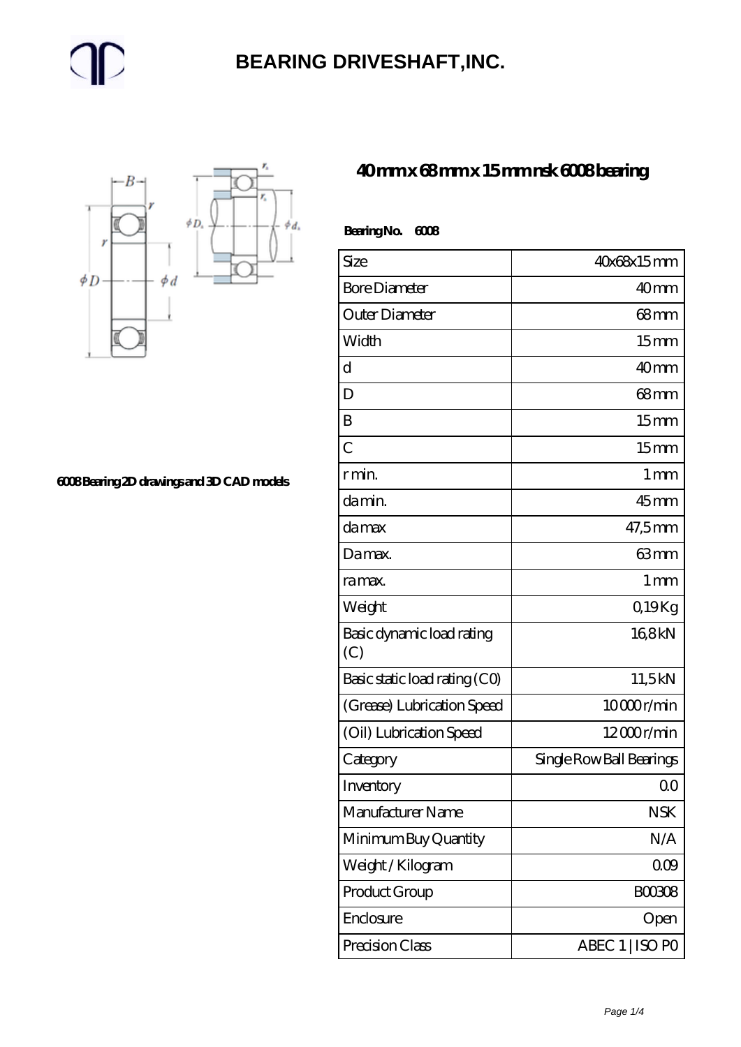# BEARING DRIVESHAFT,INC.

6008 Bearing 2D drawings and 3D CAD models

## 40 mm x 68 mm x 15 mm nsk 6008 bearing

**Bearing No. 6008**

| Size | 40x68x15 mm |
|---|---|
| Bore Diameter | 40 mm |
| Outer Diameter | 68 mm |
| Width | 15 mm |
| d | 40 mm |
| D | 68 mm |
| B | 15 mm |
| C | 15 mm |
| r min. | 1 mm |
| da min. | 45 mm |
| da max | 47,5 mm |
| Da max. | 63 mm |
| ra max. | 1 mm |
| Weight | 0,19 Kg |
| Basic dynamic load rating (C) | 16,8 kN |
| Basic static load rating (C0) | 11,5 kN |
| (Grease) Lubrication Speed | 10 000 r/min |
| (Oil) Lubrication Speed | 12 000 r/min |
| Category | Single Row Ball Bearings |
| Inventory | 0.0 |
| Manufacturer Name | NSK |
| Minimum Buy Quantity | N/A |
| Weight / Kilogram | 0.09 |
| Product Group | B00308 |
| Enclosure | Open |
| Precision Class | ABEC 1 \| ISO P0 |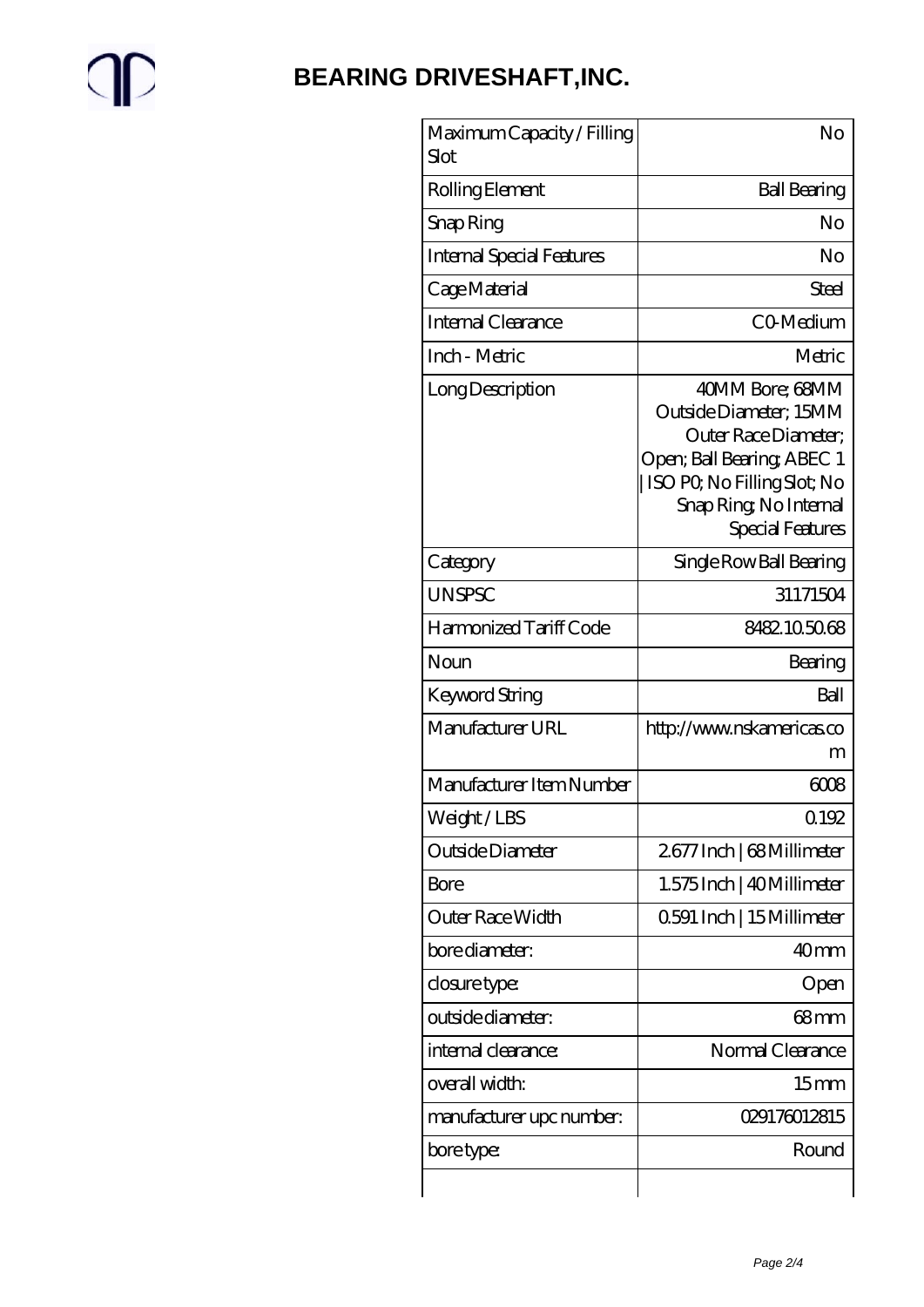# BEARING DRIVESHAFT,INC.

| | |
|---|---|
| Maximum Capacity / Filling Slot | No |
| Rolling Element | Ball Bearing |
| Snap Ring | No |
| Internal Special Features | No |
| Cage Material | Steel |
| Internal Clearance | C0-Medium |
| Inch - Metric | Metric |
| Long Description | 40MM Bore; 68MM Outside Diameter; 15MM Outer Race Diameter; Open; Ball Bearing; ABEC 1 \| ISO P0; No Filling Slot; No Snap Ring; No Internal Special Features |
| Category | Single Row Ball Bearing |
| UNSPSC | 31171504 |
| Harmonized Tariff Code | 8482.10.50.68 |
| Noun | Bearing |
| Keyword String | Ball |
| Manufacturer URL | http://www.nskamericas.com |
| Manufacturer Item Number | 6008 |
| Weight / LBS | 0.192 |
| Outside Diameter | 2.677 Inch \| 68 Millimeter |
| Bore | 1.575 Inch \| 40 Millimeter |
| Outer Race Width | 0.591 Inch \| 15 Millimeter |
| bore diameter: | 40 mm |
| closure type: | Open |
| outside diameter: | 68 mm |
| internal clearance: | Normal Clearance |
| overall width: | 15 mm |
| manufacturer upc number: | 029176012815 |
| bore type: | Round |
| | |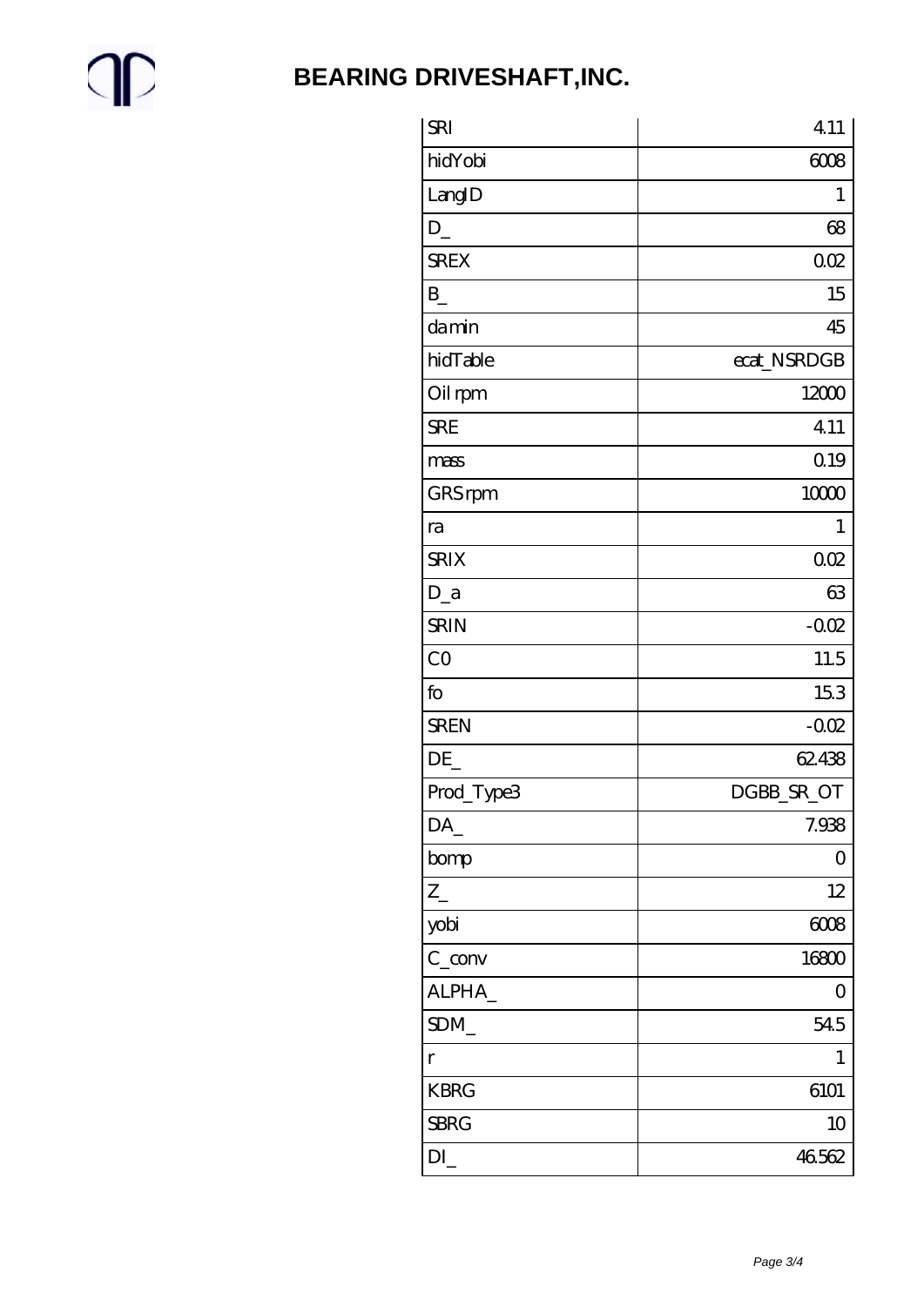| SRI | 4.11 |
| --- | --- |
| hidYobi | 6008 |
| LangID | 1 |
| D_ | 68 |
| SREX | 0.02 |
| B_ | 15 |
| da min | 45 |
| hidTable | ecat_NSRDGB |
| Oil rpm | 12000 |
| SRE | 4.11 |
| mass | 0.19 |
| GRS rpm | 10000 |
| ra | 1 |
| SRIX | 0.02 |
| D_a | 63 |
| SRIN | -0.02 |
| C0 | 11.5 |
| fo | 15.3 |
| SREN | -0.02 |
| DE_ | 62.438 |
| Prod_Type3 | DGBB_SR_OT |
| DA_ | 7.938 |
| bomp | 0 |
| Z_ | 12 |
| yobi | 6008 |
| C_conv | 16800 |
| ALPHA_ | 0 |
| SDM_ | 54.5 |
| r | 1 |
| KBRG | 6101 |
| SBRG | 10 |
| DI_ | 46.562 |